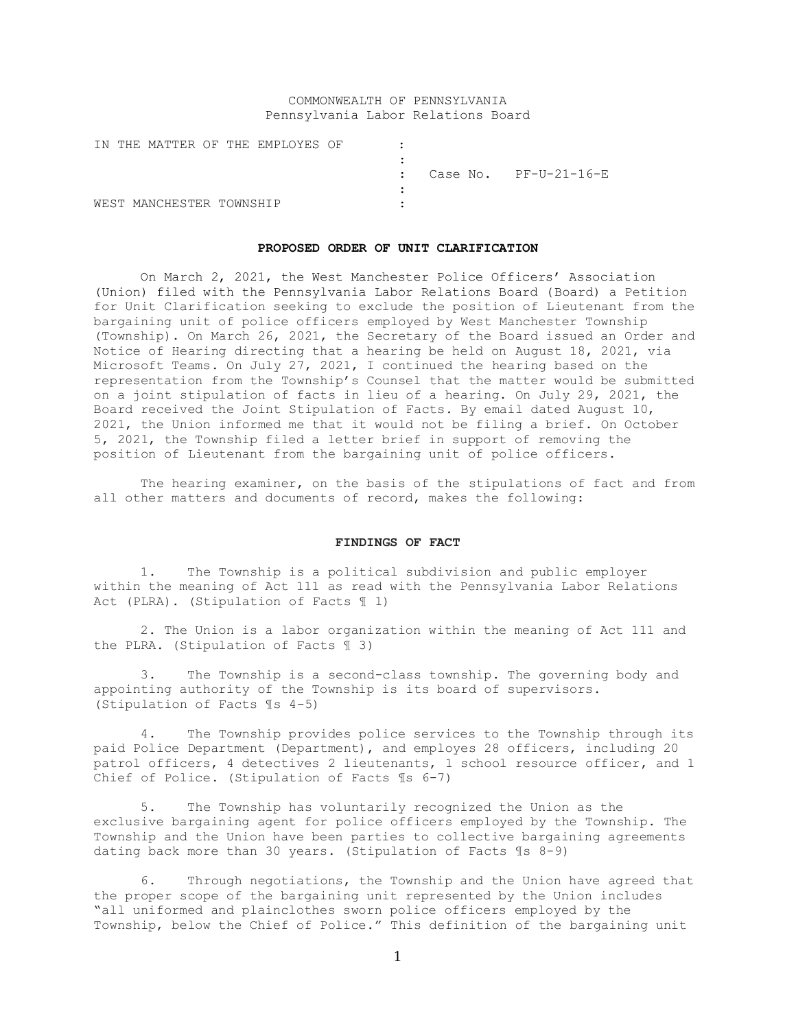COMMONWEALTH OF PENNSYLVANIA
Pennsylvania Labor Relations Board

| | | |
|---|---|---|
| IN THE MATTER OF THE EMPLOYES OF | : | |
| | : | |
| | : | Case No. PF-U-21-16-E |
| | : | |
| WEST MANCHESTER TOWNSHIP | : | |

## PROPOSED ORDER OF UNIT CLARIFICATION

On March 2, 2021, the West Manchester Police Officers' Association (Union) filed with the Pennsylvania Labor Relations Board (Board) a Petition for Unit Clarification seeking to exclude the position of Lieutenant from the bargaining unit of police officers employed by West Manchester Township (Township). On March 26, 2021, the Secretary of the Board issued an Order and Notice of Hearing directing that a hearing be held on August 18, 2021, via Microsoft Teams. On July 27, 2021, I continued the hearing based on the representation from the Township's Counsel that the matter would be submitted on a joint stipulation of facts in lieu of a hearing. On July 29, 2021, the Board received the Joint Stipulation of Facts. By email dated August 10, 2021, the Union informed me that it would not be filing a brief. On October 5, 2021, the Township filed a letter brief in support of removing the position of Lieutenant from the bargaining unit of police officers.

The hearing examiner, on the basis of the stipulations of fact and from all other matters and documents of record, makes the following:

## FINDINGS OF FACT

1. The Township is a political subdivision and public employer within the meaning of Act 111 as read with the Pennsylvania Labor Relations Act (PLRA). (Stipulation of Facts ¶ 1)

2. The Union is a labor organization within the meaning of Act 111 and the PLRA. (Stipulation of Facts ¶ 3)

3. The Township is a second-class township. The governing body and appointing authority of the Township is its board of supervisors. (Stipulation of Facts ¶s 4-5)

4. The Township provides police services to the Township through its paid Police Department (Department), and employs 28 officers, including 20 patrol officers, 4 detectives 2 lieutenants, 1 school resource officer, and 1 Chief of Police. (Stipulation of Facts ¶s 6-7)

5. The Township has voluntarily recognized the Union as the exclusive bargaining agent for police officers employed by the Township. The Township and the Union have been parties to collective bargaining agreements dating back more than 30 years. (Stipulation of Facts ¶s 8-9)

6. Through negotiations, the Township and the Union have agreed that the proper scope of the bargaining unit represented by the Union includes "all uniformed and plainclothes sworn police officers employed by the Township, below the Chief of Police." This definition of the bargaining unit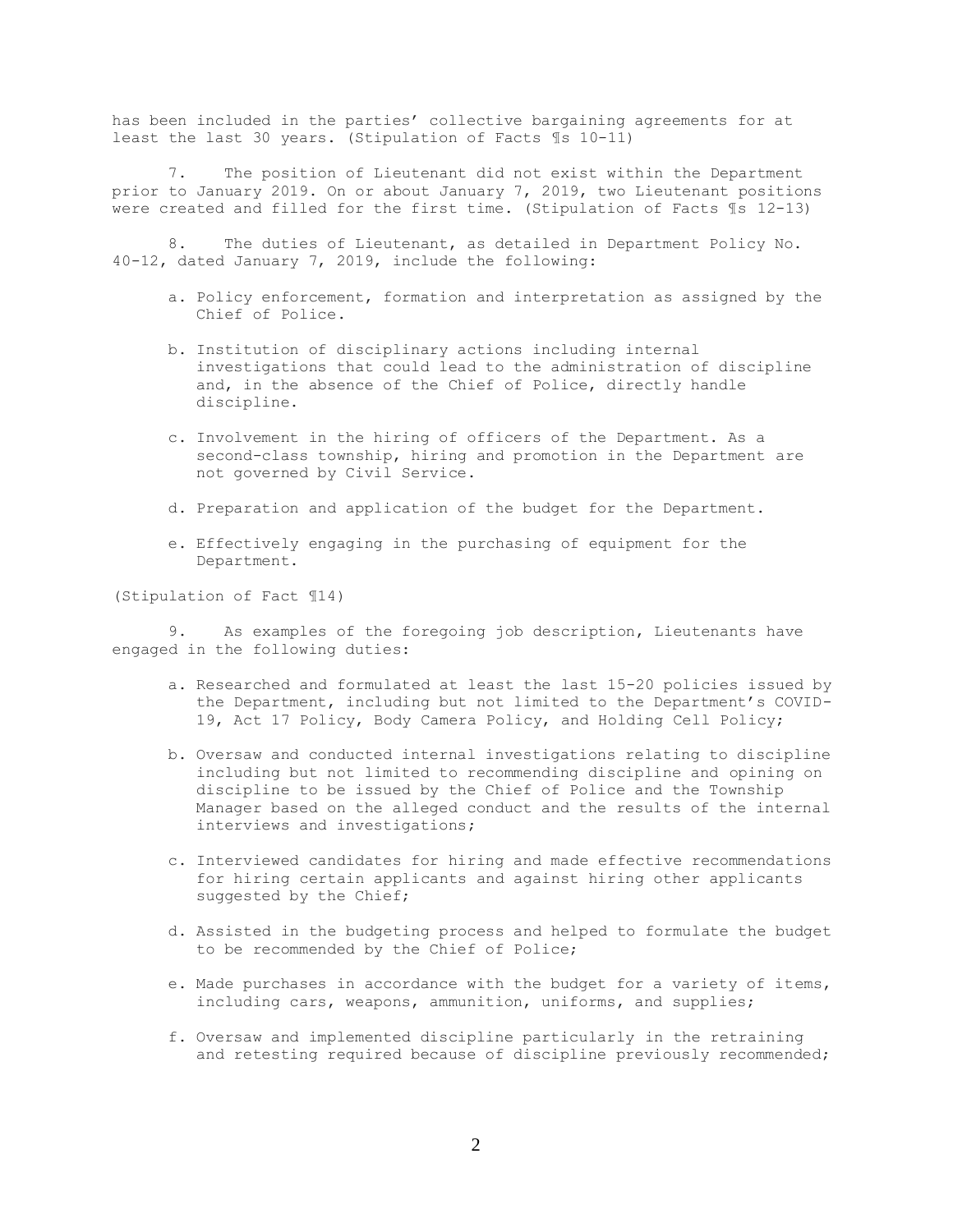has been included in the parties' collective bargaining agreements for at least the last 30 years. (Stipulation of Facts ¶s 10-11)

7. The position of Lieutenant did not exist within the Department prior to January 2019. On or about January 7, 2019, two Lieutenant positions were created and filled for the first time. (Stipulation of Facts ¶s 12-13)

8. The duties of Lieutenant, as detailed in Department Policy No. 40-12, dated January 7, 2019, include the following:

a. Policy enforcement, formation and interpretation as assigned by the Chief of Police.

b. Institution of disciplinary actions including internal investigations that could lead to the administration of discipline and, in the absence of the Chief of Police, directly handle discipline.

c. Involvement in the hiring of officers of the Department. As a second-class township, hiring and promotion in the Department are not governed by Civil Service.

d. Preparation and application of the budget for the Department.

e. Effectively engaging in the purchasing of equipment for the Department.

(Stipulation of Fact ¶14)

9. As examples of the foregoing job description, Lieutenants have engaged in the following duties:

a. Researched and formulated at least the last 15-20 policies issued by the Department, including but not limited to the Department's COVID-19, Act 17 Policy, Body Camera Policy, and Holding Cell Policy;

b. Oversaw and conducted internal investigations relating to discipline including but not limited to recommending discipline and opining on discipline to be issued by the Chief of Police and the Township Manager based on the alleged conduct and the results of the internal interviews and investigations;

c. Interviewed candidates for hiring and made effective recommendations for hiring certain applicants and against hiring other applicants suggested by the Chief;

d. Assisted in the budgeting process and helped to formulate the budget to be recommended by the Chief of Police;

e. Made purchases in accordance with the budget for a variety of items, including cars, weapons, ammunition, uniforms, and supplies;

f. Oversaw and implemented discipline particularly in the retraining and retesting required because of discipline previously recommended;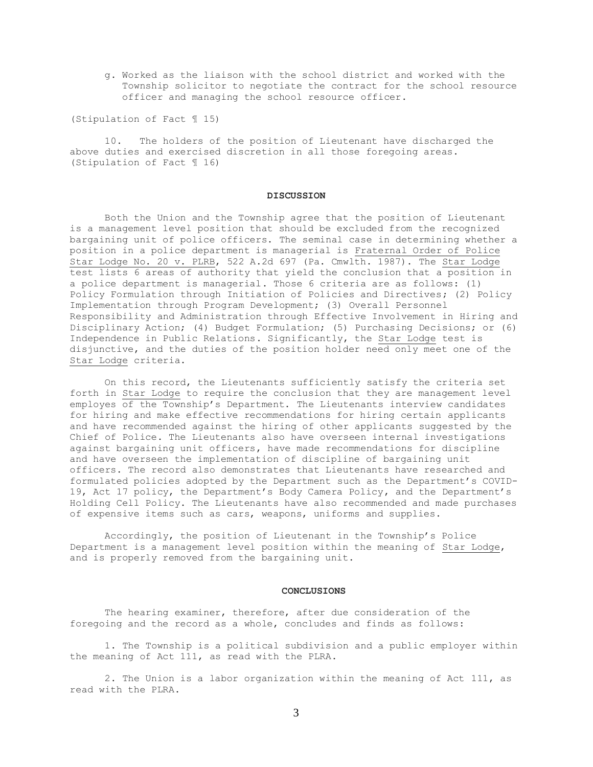g. Worked as the liaison with the school district and worked with the Township solicitor to negotiate the contract for the school resource officer and managing the school resource officer.

(Stipulation of Fact ¶ 15)

10. The holders of the position of Lieutenant have discharged the above duties and exercised discretion in all those foregoing areas. (Stipulation of Fact ¶ 16)

## DISCUSSION

Both the Union and the Township agree that the position of Lieutenant is a management level position that should be excluded from the recognized bargaining unit of police officers. The seminal case in determining whether a position in a police department is managerial is Fraternal Order of Police Star Lodge No. 20 v. PLRB, 522 A.2d 697 (Pa. Cmwlth. 1987). The Star Lodge test lists 6 areas of authority that yield the conclusion that a position in a police department is managerial. Those 6 criteria are as follows: (1) Policy Formulation through Initiation of Policies and Directives; (2) Policy Implementation through Program Development; (3) Overall Personnel Responsibility and Administration through Effective Involvement in Hiring and Disciplinary Action; (4) Budget Formulation; (5) Purchasing Decisions; or (6) Independence in Public Relations. Significantly, the Star Lodge test is disjunctive, and the duties of the position holder need only meet one of the Star Lodge criteria.

On this record, the Lieutenants sufficiently satisfy the criteria set forth in Star Lodge to require the conclusion that they are management level employes of the Township's Department. The Lieutenants interview candidates for hiring and make effective recommendations for hiring certain applicants and have recommended against the hiring of other applicants suggested by the Chief of Police. The Lieutenants also have overseen internal investigations against bargaining unit officers, have made recommendations for discipline and have overseen the implementation of discipline of bargaining unit officers. The record also demonstrates that Lieutenants have researched and formulated policies adopted by the Department such as the Department's COVID-19, Act 17 policy, the Department's Body Camera Policy, and the Department's Holding Cell Policy. The Lieutenants have also recommended and made purchases of expensive items such as cars, weapons, uniforms and supplies.

Accordingly, the position of Lieutenant in the Township's Police Department is a management level position within the meaning of Star Lodge, and is properly removed from the bargaining unit.

## CONCLUSIONS

The hearing examiner, therefore, after due consideration of the foregoing and the record as a whole, concludes and finds as follows:

1. The Township is a political subdivision and a public employer within the meaning of Act 111, as read with the PLRA.

2. The Union is a labor organization within the meaning of Act 111, as read with the PLRA.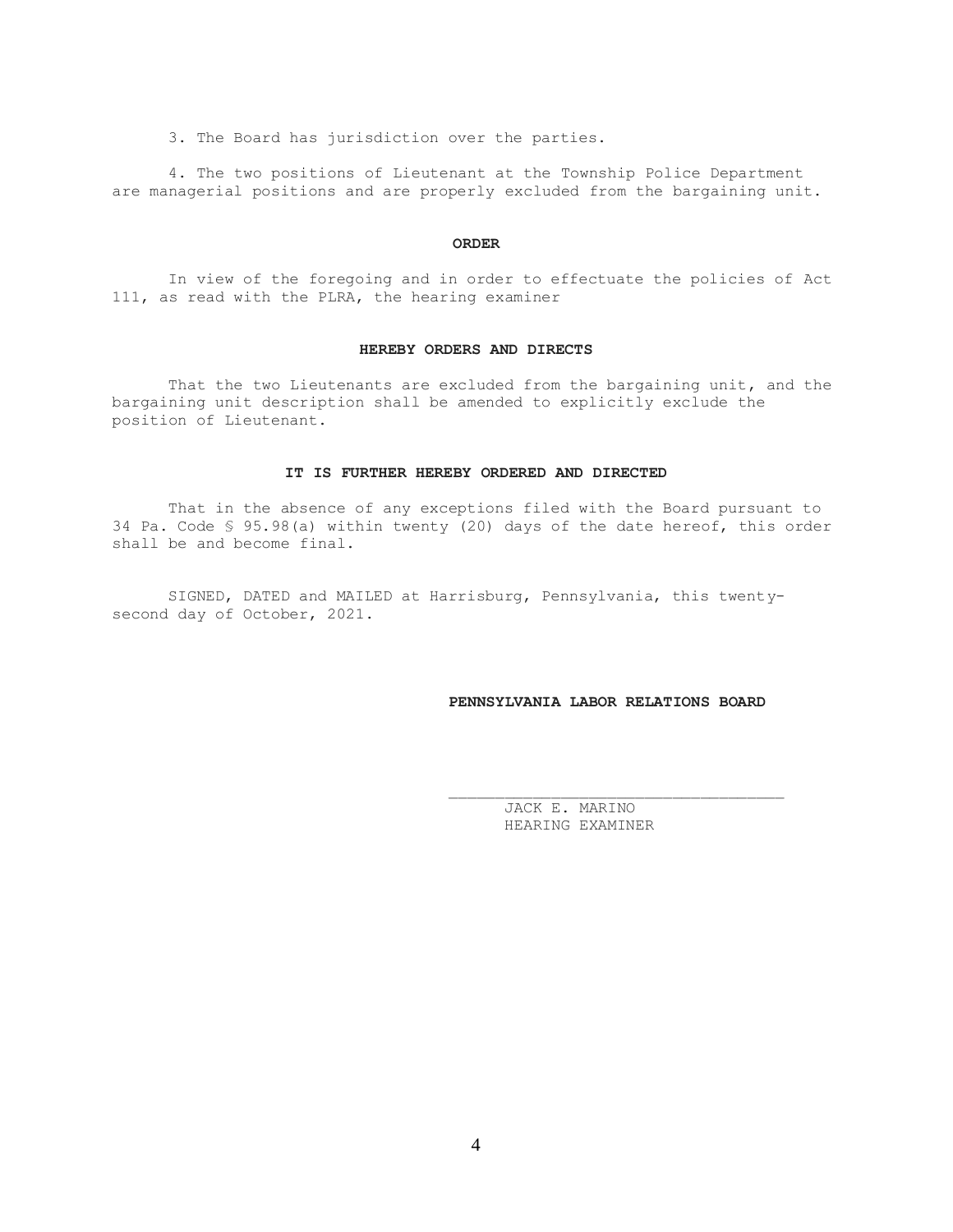3. The Board has jurisdiction over the parties.

4. The two positions of Lieutenant at the Township Police Department are managerial positions and are properly excluded from the bargaining unit.

## ORDER

In view of the foregoing and in order to effectuate the policies of Act 111, as read with the PLRA, the hearing examiner

### HEREBY ORDERS AND DIRECTS

That the two Lieutenants are excluded from the bargaining unit, and the bargaining unit description shall be amended to explicitly exclude the position of Lieutenant.

### IT IS FURTHER HEREBY ORDERED AND DIRECTED

That in the absence of any exceptions filed with the Board pursuant to 34 Pa. Code § 95.98(a) within twenty (20) days of the date hereof, this order shall be and become final.

SIGNED, DATED and MAILED at Harrisburg, Pennsylvania, this twenty-second day of October, 2021.

**PENNSYLVANIA LABOR RELATIONS BOARD**

\_\_\_\_\_\_\_\_\_\_\_\_\_\_\_\_\_\_\_\_\_\_\_\_\_\_\_\_\_\_\_\_\_\_\_\_

JACK E. MARINO
HEARING EXAMINER